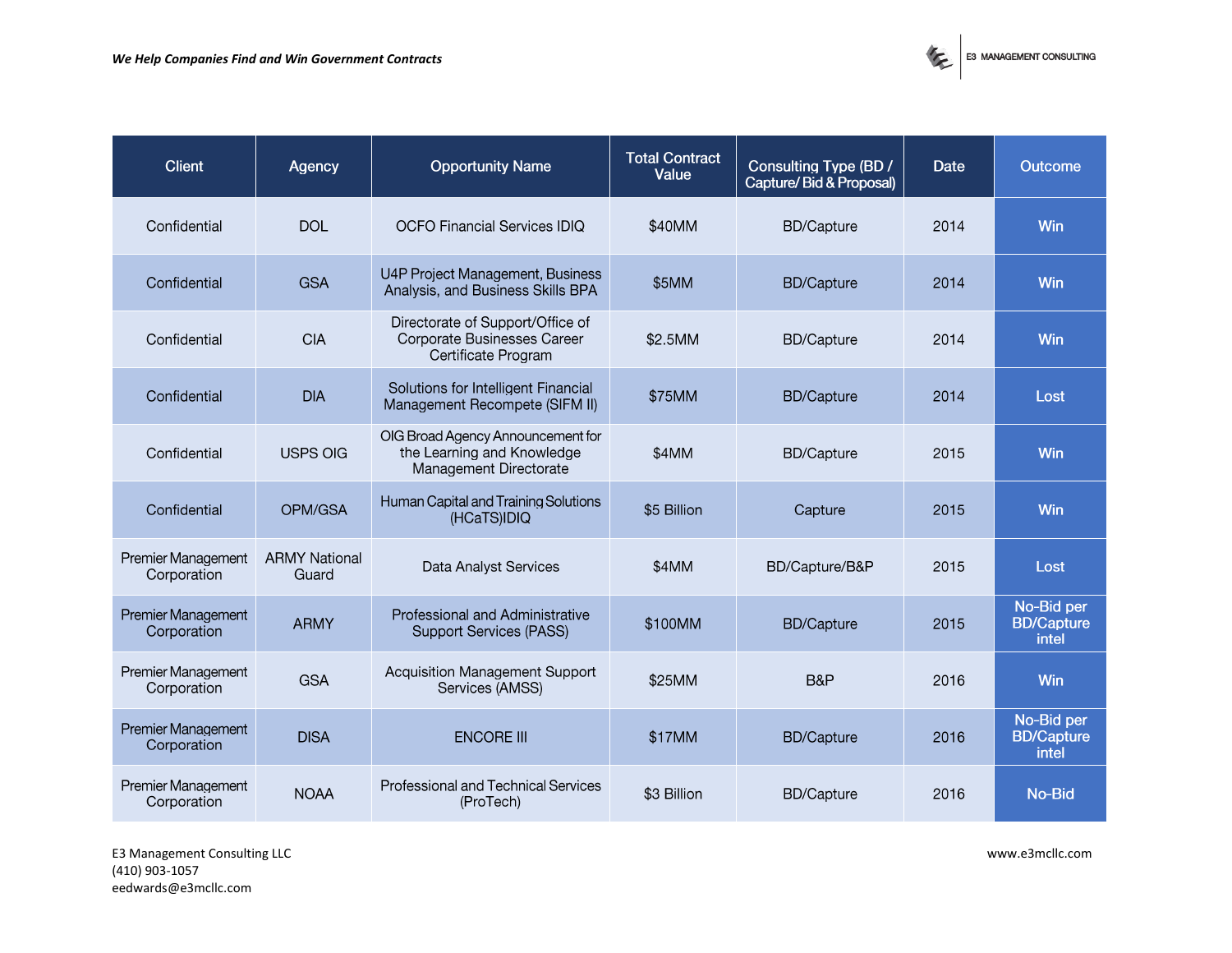*We Help Companies Find and Win Government Contracts*

| Client | Agency | Opportunity Name | Total Contract Value | Consulting Type (BD / Capture/ Bid & Proposal) | Date | Outcome |
|---|---|---|---|---|---|---|
| Confidential | DOL | OCFO Financial Services IDIQ | $40MM | BD/Capture | 2014 | Win |
| Confidential | GSA | U4P Project Management, Business Analysis, and Business Skills BPA | $5MM | BD/Capture | 2014 | Win |
| Confidential | CIA | Directorate of Support/Office of Corporate Businesses Career Certificate Program | $2.5MM | BD/Capture | 2014 | Win |
| Confidential | DIA | Solutions for Intelligent Financial Management Recompete (SIFM II) | $75MM | BD/Capture | 2014 | Lost |
| Confidential | USPS OIG | OIG Broad Agency Announcement for the Learning and Knowledge Management Directorate | $4MM | BD/Capture | 2015 | Win |
| Confidential | OPM/GSA | Human Capital and Training Solutions (HCaTS)IDIQ | $5 Billion | Capture | 2015 | Win |
| Premier Management Corporation | ARMY National Guard | Data Analyst Services | $4MM | BD/Capture/B&P | 2015 | Lost |
| Premier Management Corporation | ARMY | Professional and Administrative Support Services (PASS) | $100MM | BD/Capture | 2015 | No-Bid per BD/Capture intel |
| Premier Management Corporation | GSA | Acquisition Management Support Services (AMSS) | $25MM | B&P | 2016 | Win |
| Premier Management Corporation | DISA | ENCORE III | $17MM | BD/Capture | 2016 | No-Bid per BD/Capture intel |
| Premier Management Corporation | NOAA | Professional and Technical Services (ProTech) | $3 Billion | BD/Capture | 2016 | No-Bid |

E3 Management Consulting LLC
(410) 903-1057
eedwards@e3mcllc.com

www.e3mcllc.com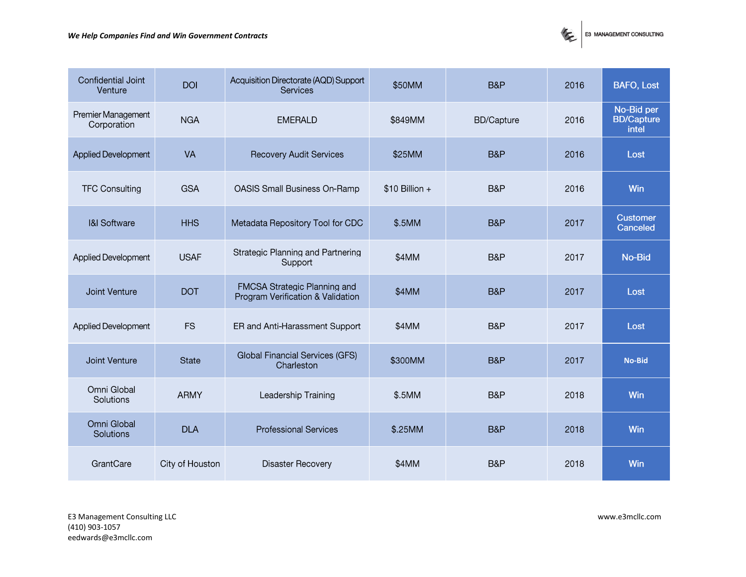| Confidential Joint Venture | DOI | Acquisition Directorate (AQD) Support Services | $50MM | B&P | 2016 | BAFO, Lost |
|---|---|---|---|---|---|---|
| Premier Management Corporation | NGA | EMERALD | $849MM | BD/Capture | 2016 | No-Bid per BD/Capture intel |
| Applied Development | VA | Recovery Audit Services | $25MM | B&P | 2016 | Lost |
| TFC Consulting | GSA | OASIS Small Business On-Ramp | $10 Billion + | B&P | 2016 | Win |
| I&I Software | HHS | Metadata Repository Tool for CDC | $.5MM | B&P | 2017 | Customer Canceled |
| Applied Development | USAF | Strategic Planning and Partnering Support | $4MM | B&P | 2017 | No-Bid |
| Joint Venture | DOT | FMCSA Strategic Planning and Program Verification & Validation | $4MM | B&P | 2017 | Lost |
| Applied Development | FS | ER and Anti-Harassment Support | $4MM | B&P | 2017 | Lost |
| Joint Venture | State | Global Financial Services (GFS) Charleston | $300MM | B&P | 2017 | No-Bid |
| Omni Global Solutions | ARMY | Leadership Training | $.5MM | B&P | 2018 | Win |
| Omni Global Solutions | DLA | Professional Services | $.25MM | B&P | 2018 | Win |
| GrantCare | City of Houston | Disaster Recovery | $4MM | B&P | 2018 | Win |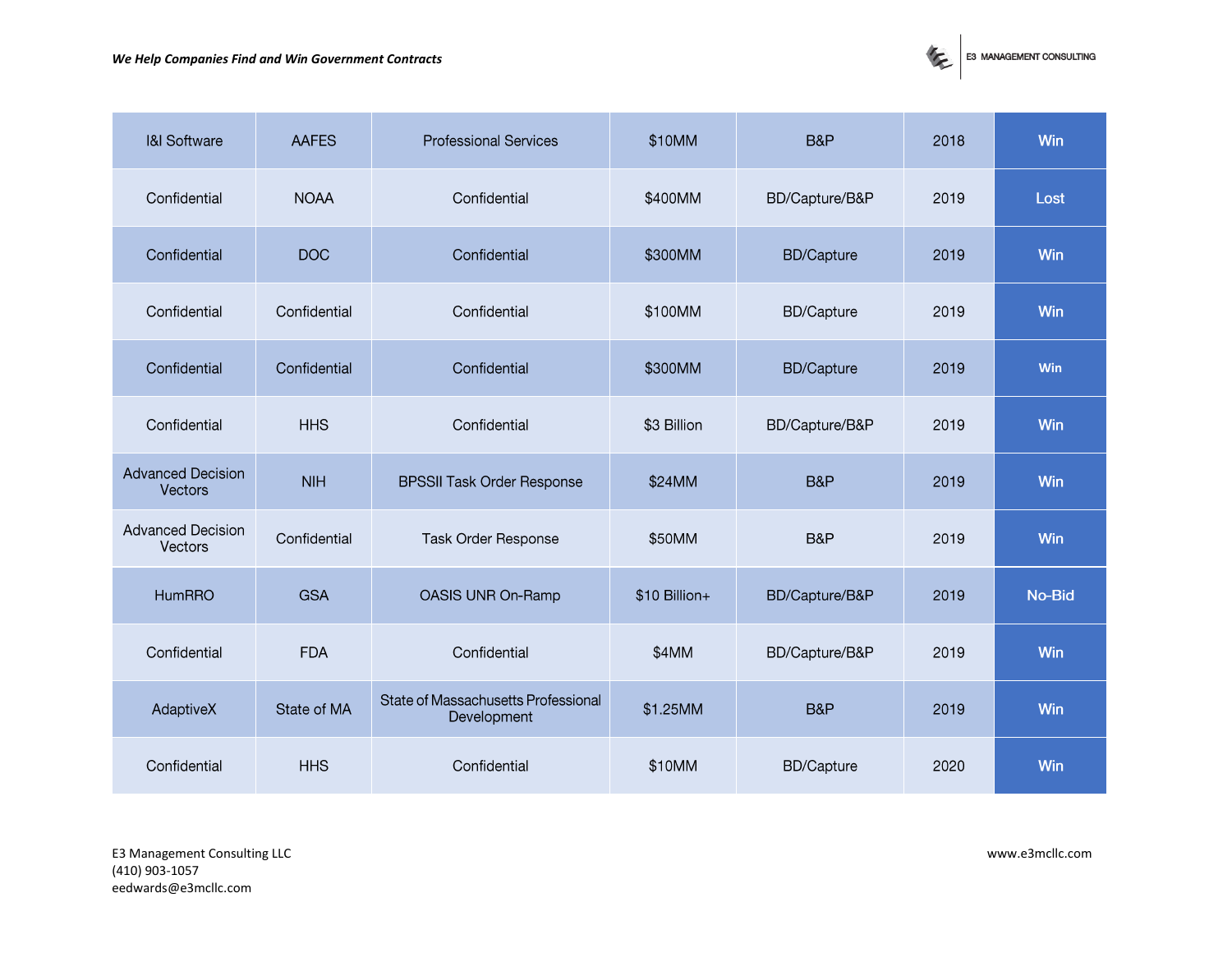| I&I Software | AAFES | Professional Services | $10MM | B&P | 2018 | Win |
|---|---|---|---|---|---|---|
| Confidential | NOAA | Confidential | $400MM | BD/Capture/B&P | 2019 | Lost |
| Confidential | DOC | Confidential | $300MM | BD/Capture | 2019 | Win |
| Confidential | Confidential | Confidential | $100MM | BD/Capture | 2019 | Win |
| Confidential | Confidential | Confidential | $300MM | BD/Capture | 2019 | Win |
| Confidential | HHS | Confidential | $3 Billion | BD/Capture/B&P | 2019 | Win |
| Advanced Decision Vectors | NIH | BPSSII Task Order Response | $24MM | B&P | 2019 | Win |
| Advanced Decision Vectors | Confidential | Task Order Response | $50MM | B&P | 2019 | Win |
| HumRRO | GSA | OASIS UNR On-Ramp | $10 Billion+ | BD/Capture/B&P | 2019 | No-Bid |
| Confidential | FDA | Confidential | $4MM | BD/Capture/B&P | 2019 | Win |
| AdaptiveX | State of MA | State of Massachusetts Professional Development | $1.25MM | B&P | 2019 | Win |
| Confidential | HHS | Confidential | $10MM | BD/Capture | 2020 | Win |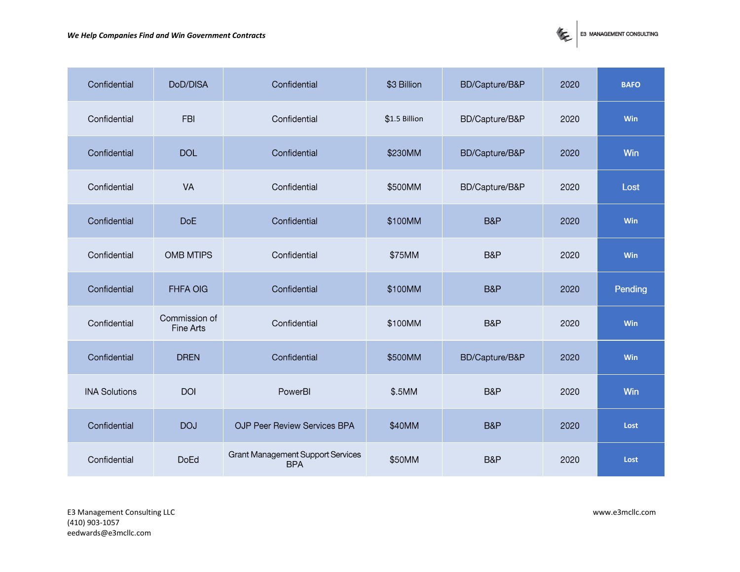| Confidential | DoD/DISA | Confidential | $3 Billion | BD/Capture/B&P | 2020 | BAFO |
|---|---|---|---|---|---|---|
| Confidential | FBI | Confidential | $1.5 Billion | BD/Capture/B&P | 2020 | Win |
| Confidential | DOL | Confidential | $230MM | BD/Capture/B&P | 2020 | Win |
| Confidential | VA | Confidential | $500MM | BD/Capture/B&P | 2020 | Lost |
| Confidential | DoE | Confidential | $100MM | B&P | 2020 | Win |
| Confidential | OMB MTIPS | Confidential | $75MM | B&P | 2020 | Win |
| Confidential | FHFA OIG | Confidential | $100MM | B&P | 2020 | Pending |
| Confidential | Commission of Fine Arts | Confidential | $100MM | B&P | 2020 | Win |
| Confidential | DREN | Confidential | $500MM | BD/Capture/B&P | 2020 | Win |
| INA Solutions | DOI | PowerBI | $.5MM | B&P | 2020 | Win |
| Confidential | DOJ | OJP Peer Review Services BPA | $40MM | B&P | 2020 | Lost |
| Confidential | DoEd | Grant Management Support Services BPA | $50MM | B&P | 2020 | Lost |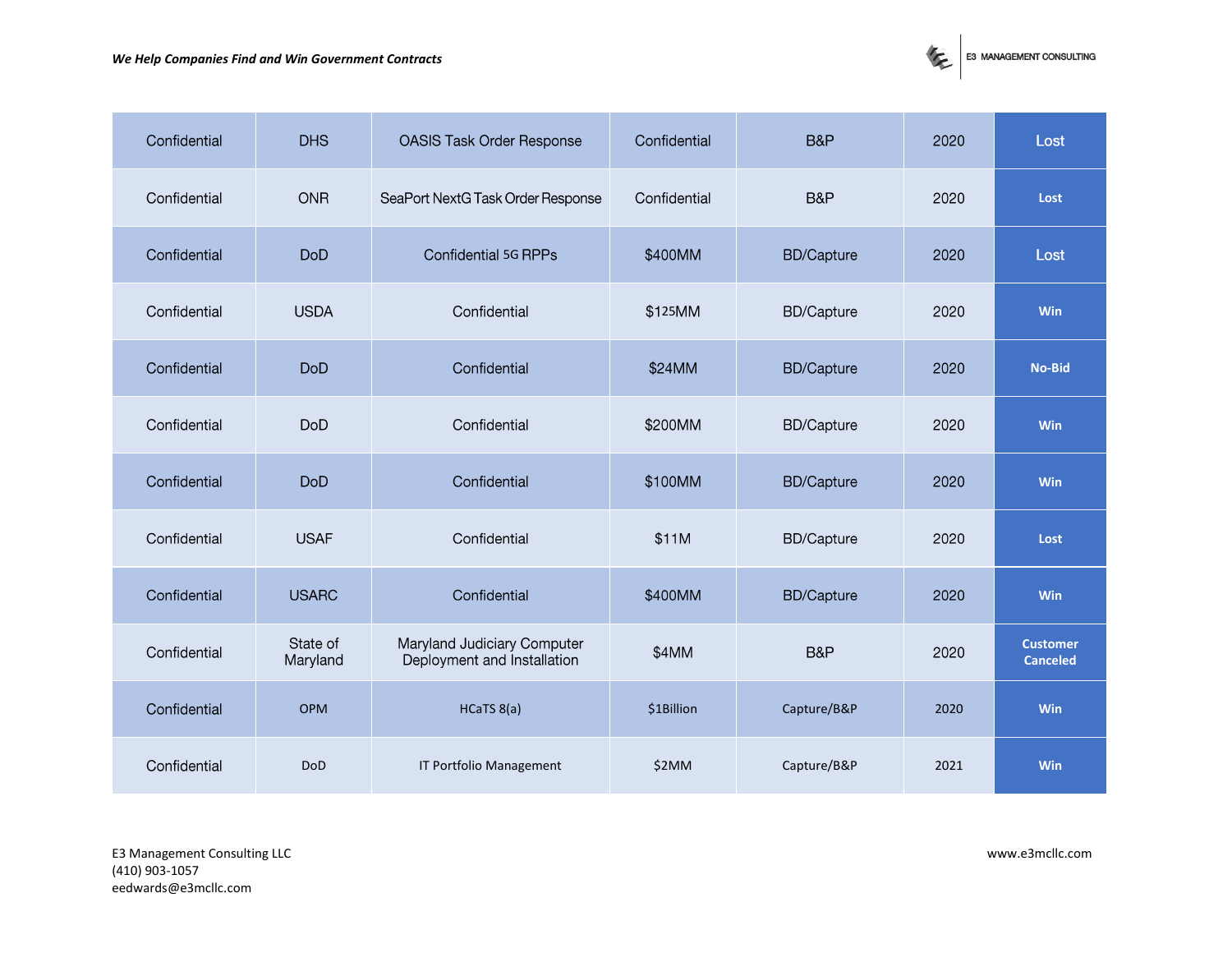| Confidential | DHS | OASIS Task Order Response | Confidential | B&P | 2020 | Lost |
|---|---|---|---|---|---|---|
| Confidential | ONR | SeaPort NextG Task Order Response | Confidential | B&P | 2020 | Lost |
| Confidential | DoD | Confidential 5G RPPs | $400MM | BD/Capture | 2020 | Lost |
| Confidential | USDA | Confidential | $125MM | BD/Capture | 2020 | Win |
| Confidential | DoD | Confidential | $24MM | BD/Capture | 2020 | No-Bid |
| Confidential | DoD | Confidential | $200MM | BD/Capture | 2020 | Win |
| Confidential | DoD | Confidential | $100MM | BD/Capture | 2020 | Win |
| Confidential | USAF | Confidential | $11M | BD/Capture | 2020 | Lost |
| Confidential | USARC | Confidential | $400MM | BD/Capture | 2020 | Win |
| Confidential | State of Maryland | Maryland Judiciary Computer Deployment and Installation | $4MM | B&P | 2020 | Customer Canceled |
| Confidential | OPM | HCaTS 8(a) | $1Billion | Capture/B&P | 2020 | Win |
| Confidential | DoD | IT Portfolio Management | $2MM | Capture/B&P | 2021 | Win |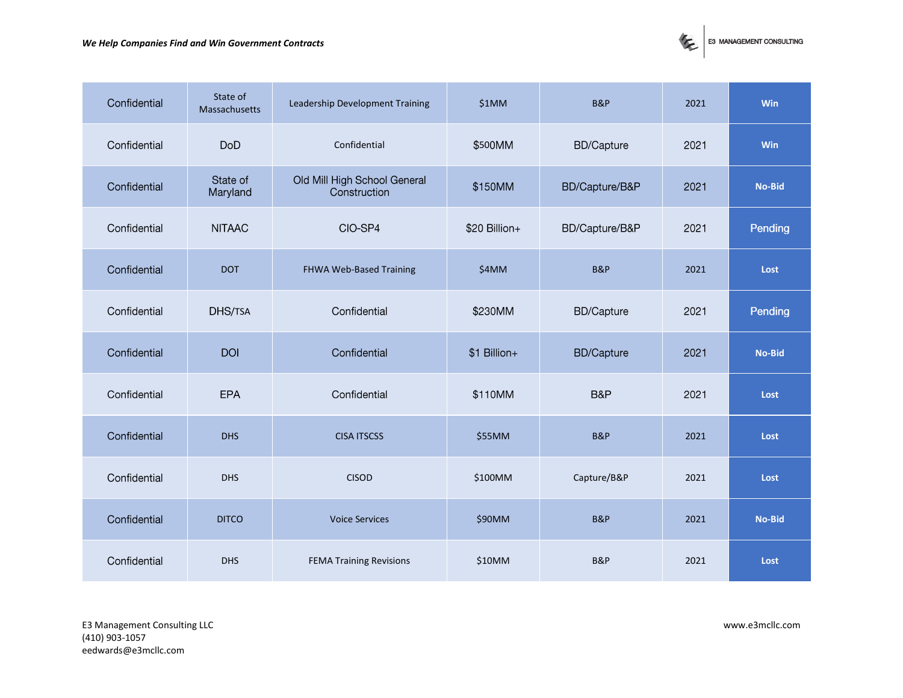| | | | | | | |
|---|---|---|---|---|---|---|
| Confidential | State of Massachusetts | Leadership Development Training | $1MM | B&P | 2021 | Win |
| Confidential | DoD | Confidential | $500MM | BD/Capture | 2021 | Win |
| Confidential | State of Maryland | Old Mill High School General Construction | $150MM | BD/Capture/B&P | 2021 | No-Bid |
| Confidential | NITAAC | CIO-SP4 | $20 Billion+ | BD/Capture/B&P | 2021 | Pending |
| Confidential | DOT | FHWA Web-Based Training | $4MM | B&P | 2021 | Lost |
| Confidential | DHS/TSA | Confidential | $230MM | BD/Capture | 2021 | Pending |
| Confidential | DOI | Confidential | $1 Billion+ | BD/Capture | 2021 | No-Bid |
| Confidential | EPA | Confidential | $110MM | B&P | 2021 | Lost |
| Confidential | DHS | CISA ITSCSS | $55MM | B&P | 2021 | Lost |
| Confidential | DHS | CISOD | $100MM | Capture/B&P | 2021 | Lost |
| Confidential | DITCO | Voice Services | $90MM | B&P | 2021 | No-Bid |
| Confidential | DHS | FEMA Training Revisions | $10MM | B&P | 2021 | Lost |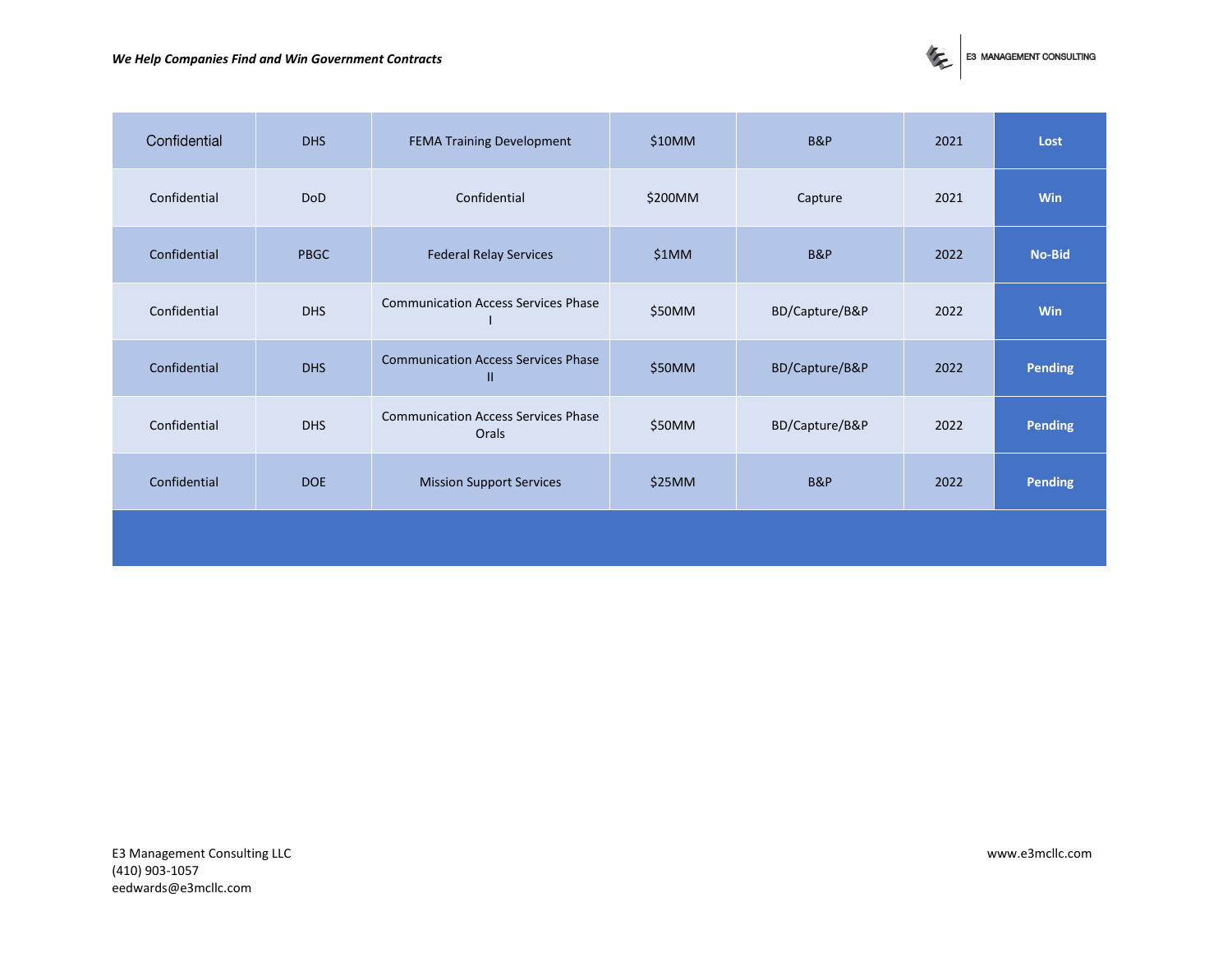| | | | | | | |
|---|---|---|---|---|---|---|
| Confidential | DHS | FEMA Training Development | $10MM | B&P | 2021 | **Lost** |
| Confidential | DoD | Confidential | $200MM | Capture | 2021 | **Win** |
| Confidential | PBGC | Federal Relay Services | $1MM | B&P | 2022 | **No-Bid** |
| Confidential | DHS | Communication Access Services Phase I | $50MM | BD/Capture/B&P | 2022 | **Win** |
| Confidential | DHS | Communication Access Services Phase II | $50MM | BD/Capture/B&P | 2022 | **Pending** |
| Confidential | DHS | Communication Access Services Phase Orals | $50MM | BD/Capture/B&P | 2022 | **Pending** |
| Confidential | DOE | Mission Support Services | $25MM | B&P | 2022 | **Pending** |

E3 Management Consulting LLC
(410) 903-1057
eedwards@e3mcllc.com

www.e3mcllc.com